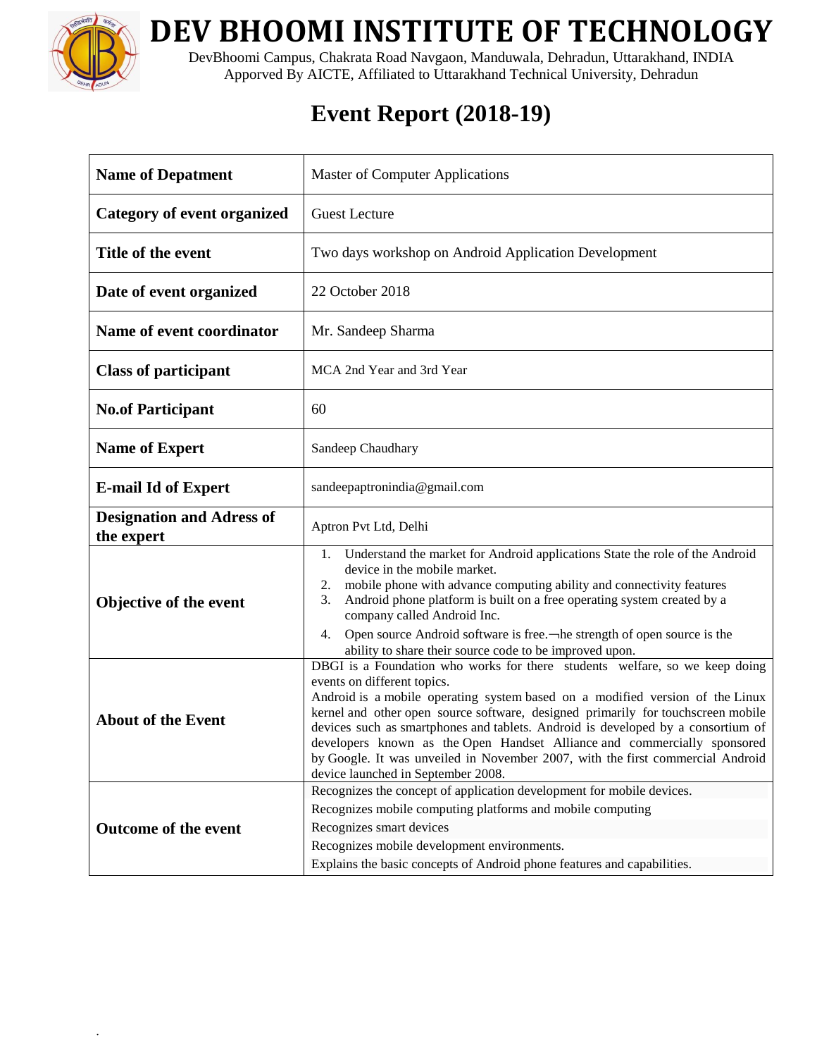# DEV BHOOMI INSTITUTE OF TECHNOLOGY

DevBhoomi Campus, Chakrata Road Navgaon, Manduwala, Dehradun, Uttarakhand, INDIA
Apporved By AICTE, Affiliated to Uttarakhand Technical University, Dehradun

## Event Report (2018-19)

| | |
|---|---|
| **Name of Depatment** | Master of Computer Applications |
| **Category of event organized** | Guest Lecture |
| **Title of the event** | Two days workshop on Android Application Development |
| **Date of event organized** | 22 October 2018 |
| **Name of event coordinator** | Mr. Sandeep Sharma |
| **Class of participant** | MCA 2nd Year and 3rd Year |
| **No.of Participant** | 60 |
| **Name of Expert** | Sandeep Chaudhary |
| **E-mail Id of Expert** | sandeepaptronindia@gmail.com |
| **Designation and Adress of the expert** | Aptron Pvt Ltd, Delhi |
| **Objective of the event** | 1. Understand the market for Android applications State the role of the Android device in the mobile market.<br>2. mobile phone with advance computing ability and connectivity features<br>3. Android phone platform is built on a free operating system created by a company called Android Inc.<br>4. Open source Android software is free.¬he strength of open source is the ability to share their source code to be improved upon. |
| **About of the Event** | DBGI is a Foundation who works for there students welfare, so we keep doing events on different topics.<br>Android is a mobile operating system based on a modified version of the Linux kernel and other open source software, designed primarily for touchscreen mobile devices such as smartphones and tablets. Android is developed by a consortium of developers known as the Open Handset Alliance and commercially sponsored by Google. It was unveiled in November 2007, with the first commercial Android device launched in September 2008. |
| **Outcome of the event** | Recognizes the concept of application development for mobile devices.<br>Recognizes mobile computing platforms and mobile computing<br>Recognizes smart devices<br>Recognizes mobile development environments.<br>Explains the basic concepts of Android phone features and capabilities. |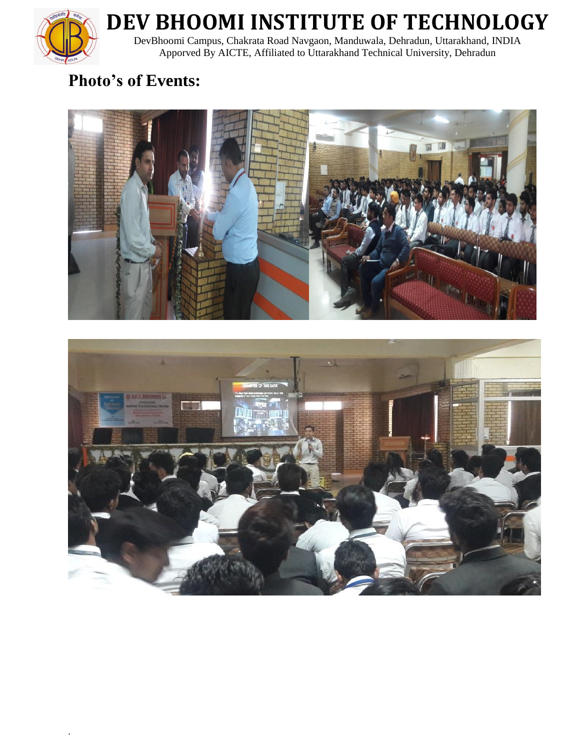# DEV BHOOMI INSTITUTE OF TECHNOLOGY

DevBhoomi Campus, Chakrata Road Navgaon, Manduwala, Dehradun, Uttarakhand, INDIA
Apporved By AICTE, Affiliated to Uttarakhand Technical University, Dehradun

## Photo's of Events: